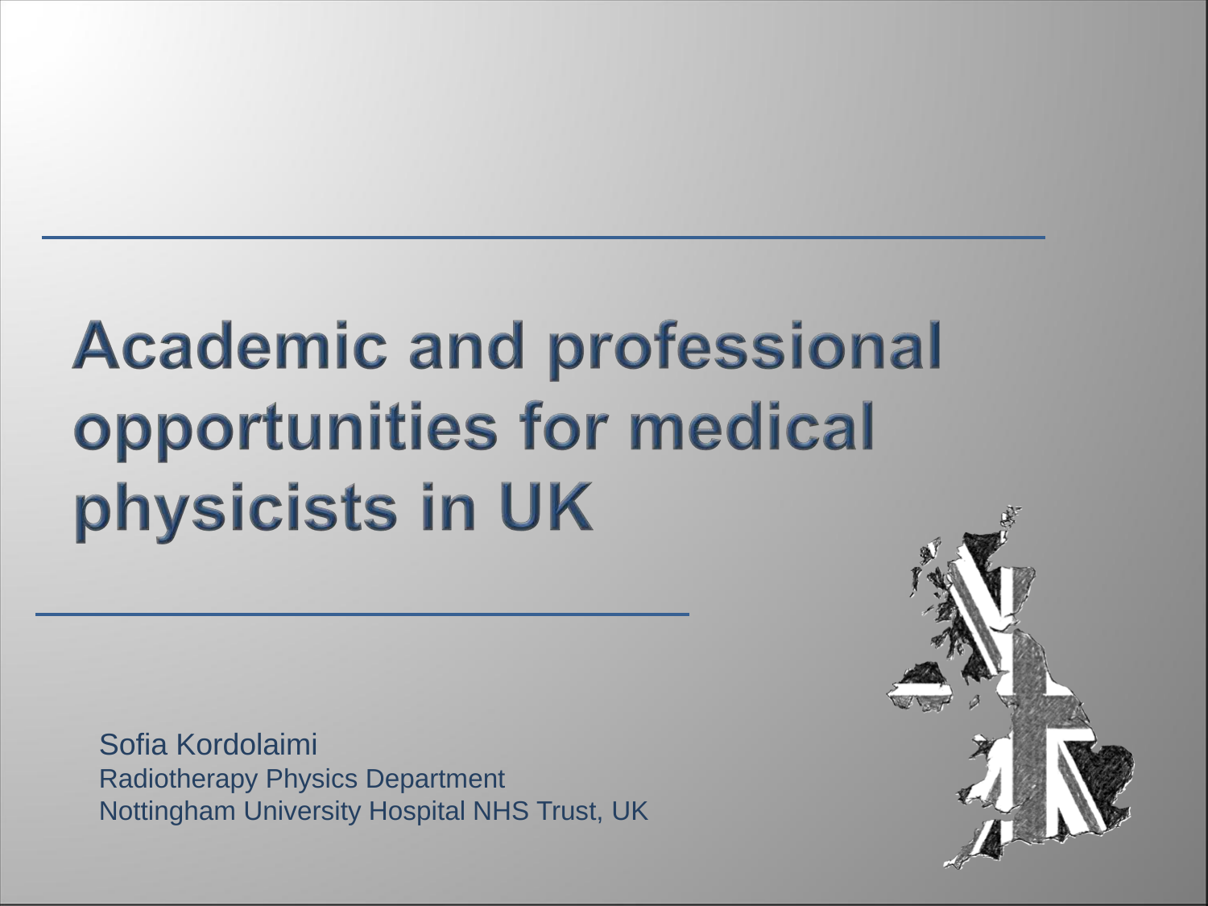# Academic and professional opportunities for medical physicists in UK

Sofia Kordolaimi
Radiotherapy Physics Department
Nottingham University Hospital NHS Trust, UK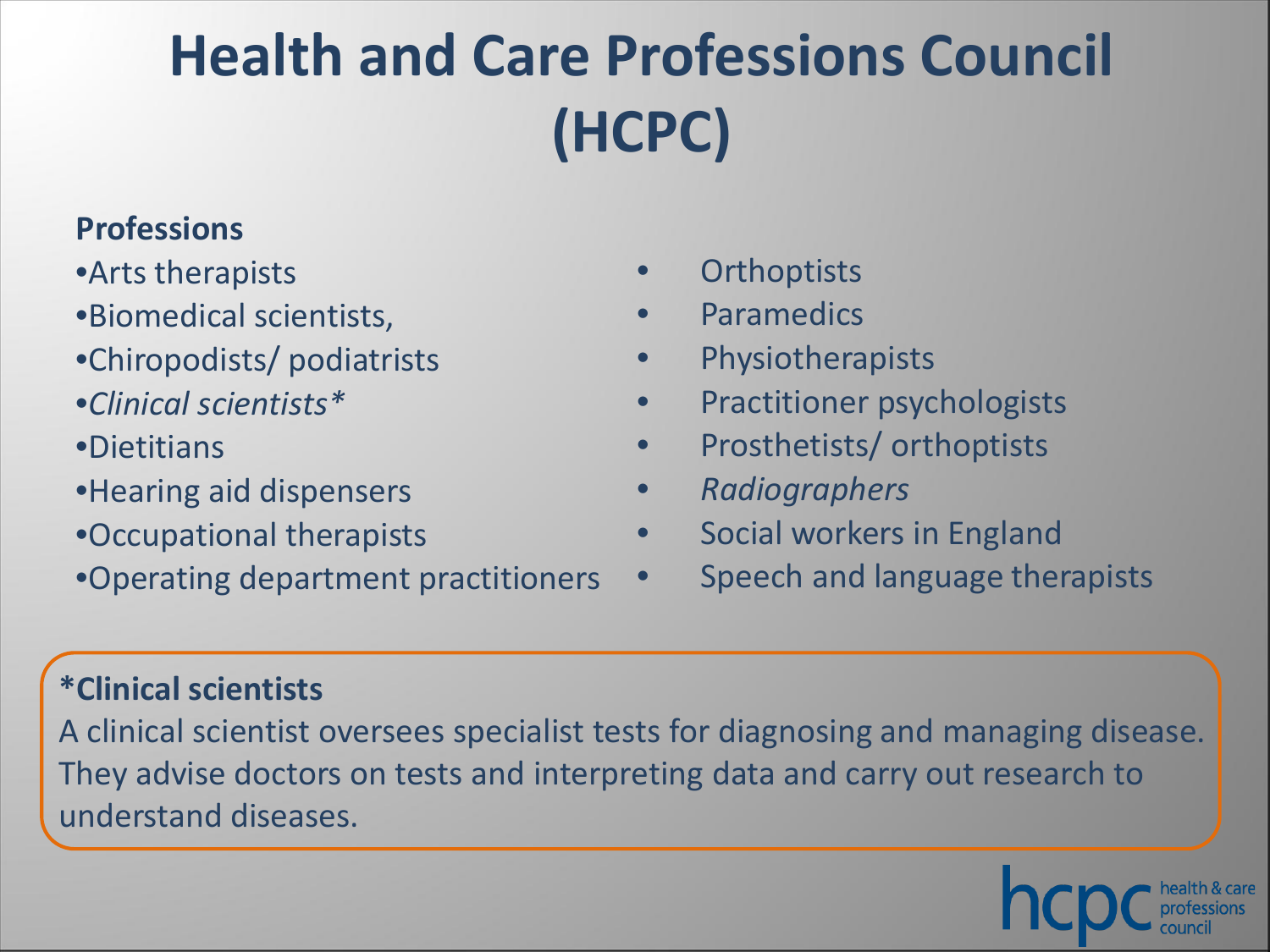# Health and Care Professions Council (HCPC)

**Professions**

- Arts therapists
- Biomedical scientists,
- Chiropodists/ podiatrists
- *Clinical scientists**
- Dietitians
- Hearing aid dispensers
- Occupational therapists
- Operating department practitioners
- Orthoptists
- Paramedics
- Physiotherapists
- Practitioner psychologists
- Prosthetists/ orthoptists
- *Radiographers*
- Social workers in England
- Speech and language therapists

**\*Clinical scientists**

A clinical scientist oversees specialist tests for diagnosing and managing disease. They advise doctors on tests and interpreting data and carry out research to understand diseases.

hcpc health & care professions council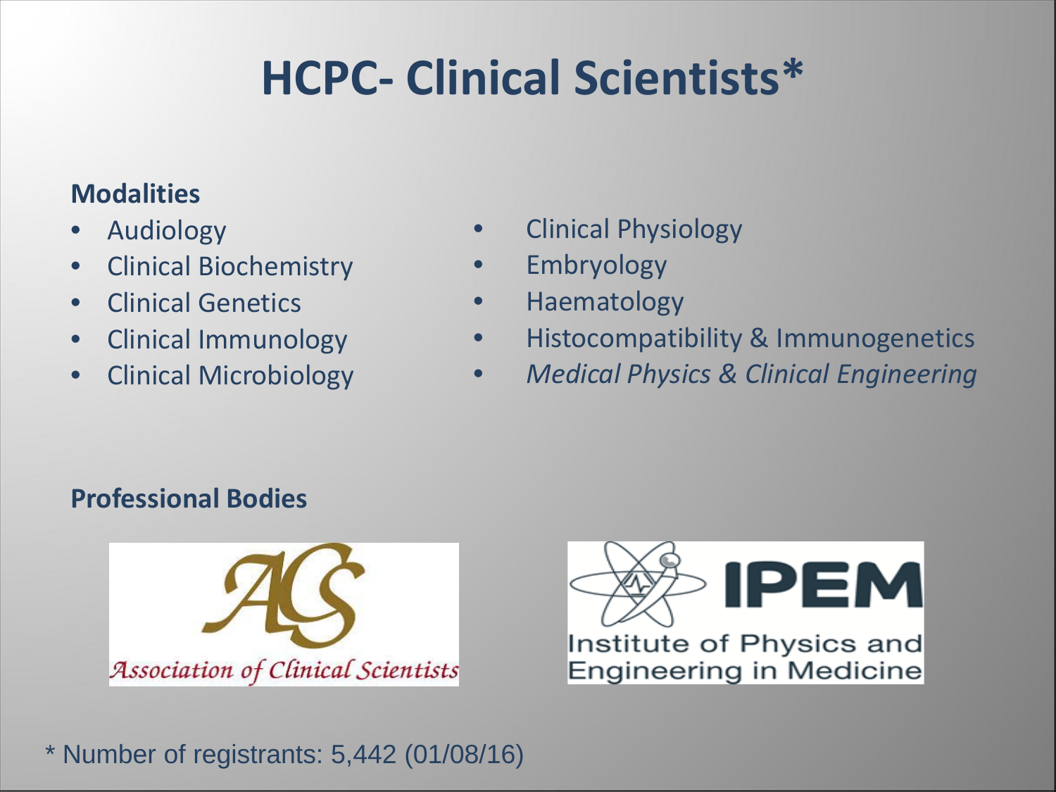# HCPC- Clinical Scientists*

**Modalities**

- Audiology
- Clinical Biochemistry
- Clinical Genetics
- Clinical Immunology
- Clinical Microbiology
- Clinical Physiology
- Embryology
- Haematology
- Histocompatibility & Immunogenetics
- *Medical Physics & Clinical Engineering*

**Professional Bodies**

Association of Clinical Scientists

IPEM Institute of Physics and Engineering in Medicine

* Number of registrants: 5,442 (01/08/16)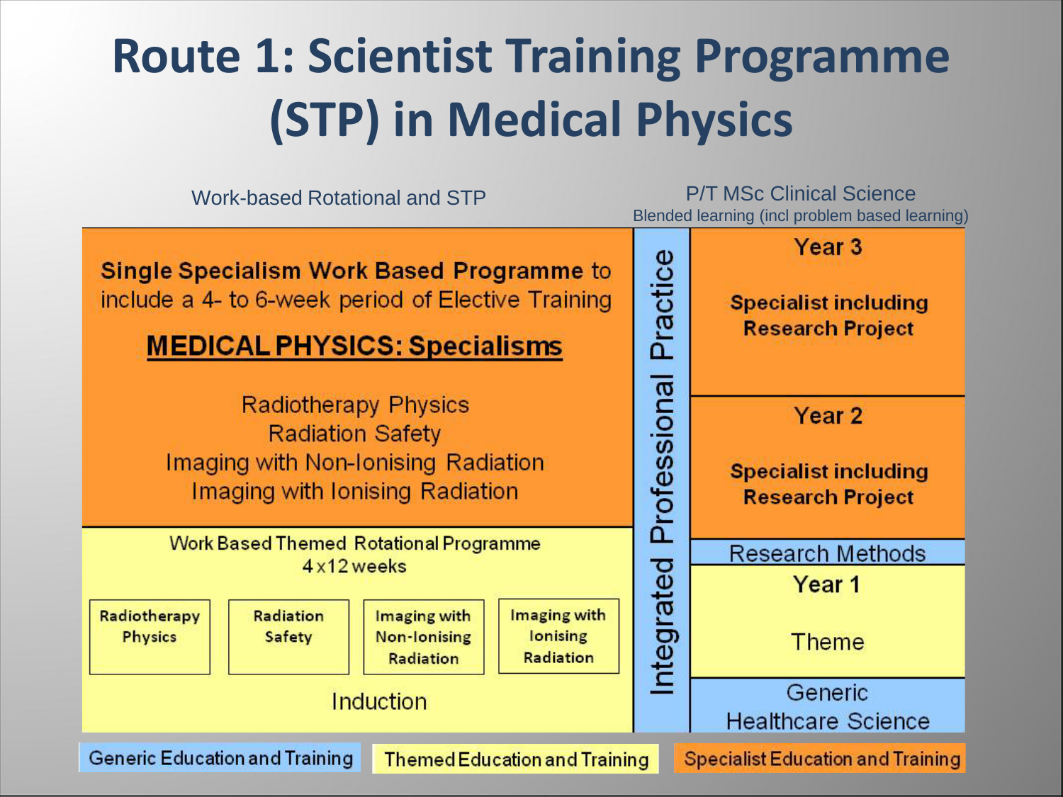# Route 1: Scientist Training Programme (STP) in Medical Physics

Work-based Rotational and STP

P/T MSc Clinical Science
Blended learning (incl problem based learning)

**Single Specialism Work Based Programme** to include a 4- to 6-week period of Elective Training

**MEDICAL PHYSICS: Specialisms**

Radiotherapy Physics
Radiation Safety
Imaging with Non-Ionising Radiation
Imaging with Ionising Radiation

Work Based Themed Rotational Programme
4 x 12 weeks

- Radiotherapy Physics
- Radiation Safety
- Imaging with Non-Ionising Radiation
- Imaging with Ionising Radiation

Induction

Integrated Professional Practice

**Year 3**

**Specialist including Research Project**

**Year 2**

**Specialist including Research Project**

Research Methods

**Year 1**

Theme

Generic Healthcare Science

Generic Education and Training | Themed Education and Training | Specialist Education and Training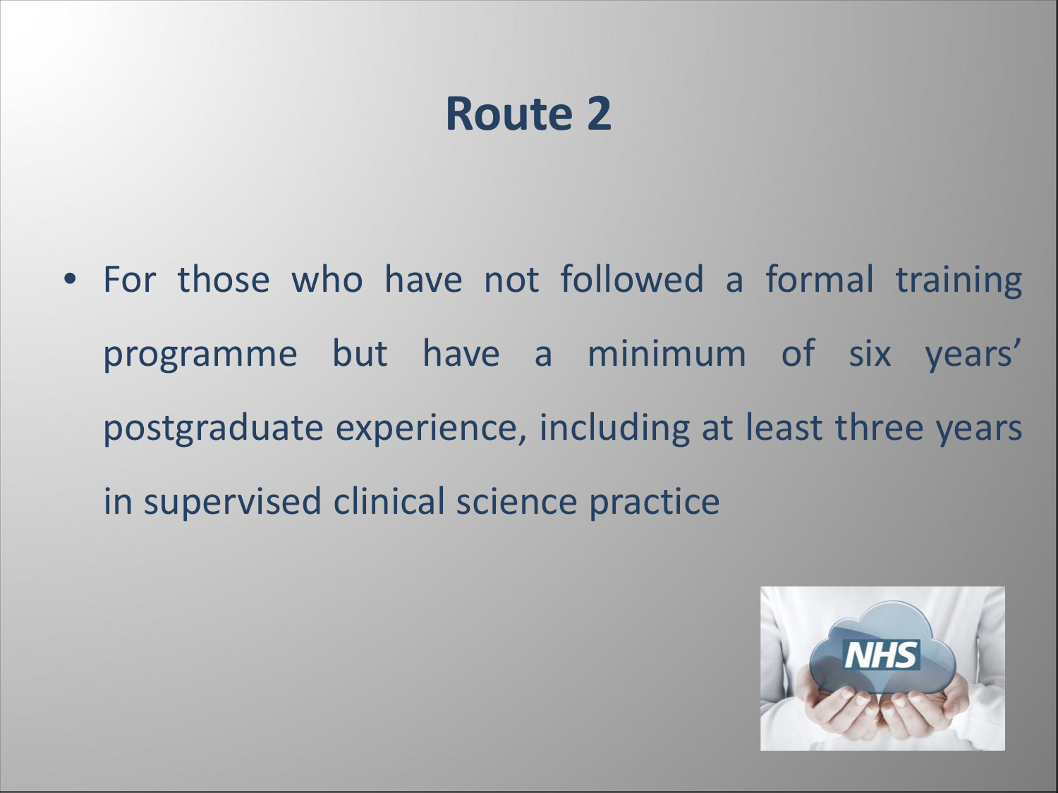# Route 2

- For those who have not followed a formal training programme but have a minimum of six years' postgraduate experience, including at least three years in supervised clinical science practice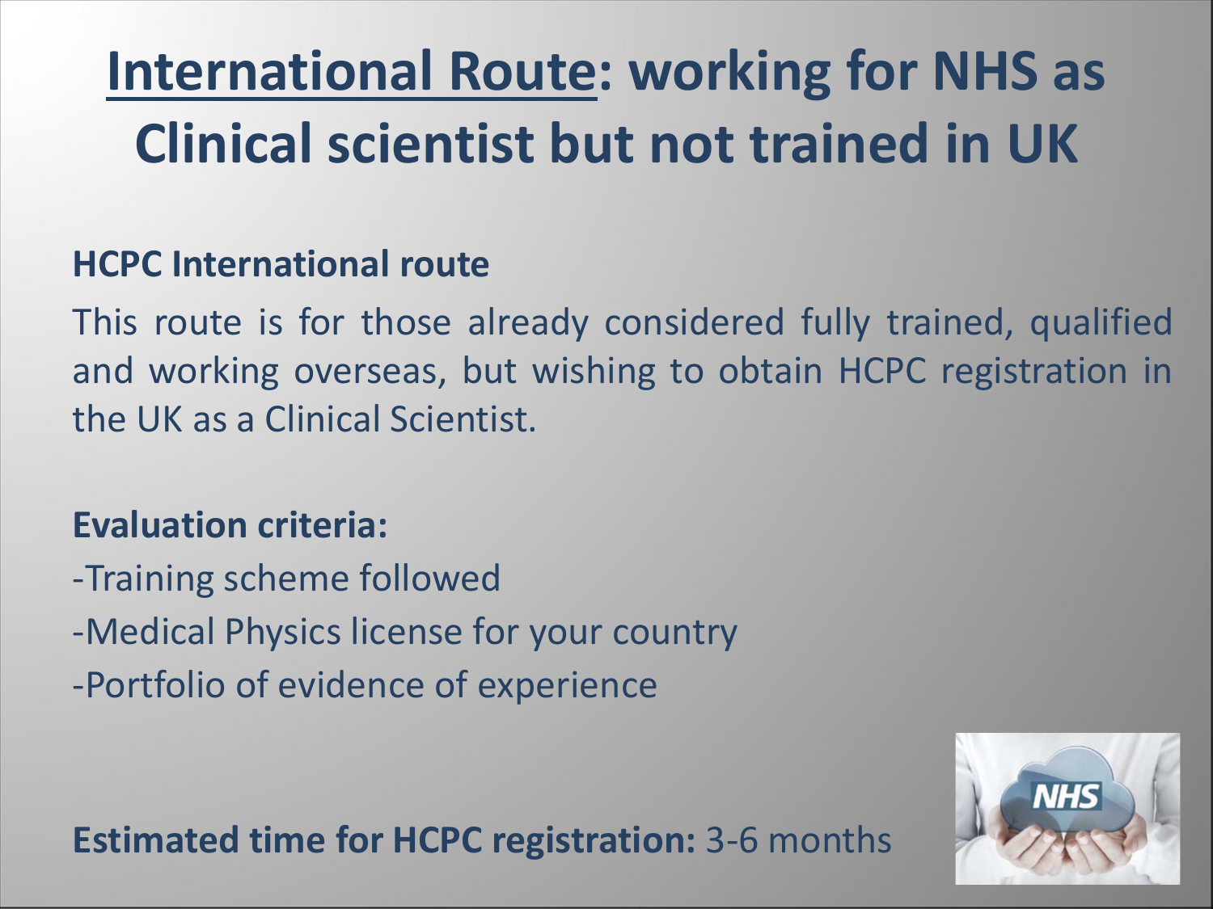# International Route: working for NHS as Clinical scientist but not trained in UK

**HCPC International route**

This route is for those already considered fully trained, qualified and working overseas, but wishing to obtain HCPC registration in the UK as a Clinical Scientist.

**Evaluation criteria:**

-Training scheme followed

-Medical Physics license for your country

-Portfolio of evidence of experience

**Estimated time for HCPC registration:** 3-6 months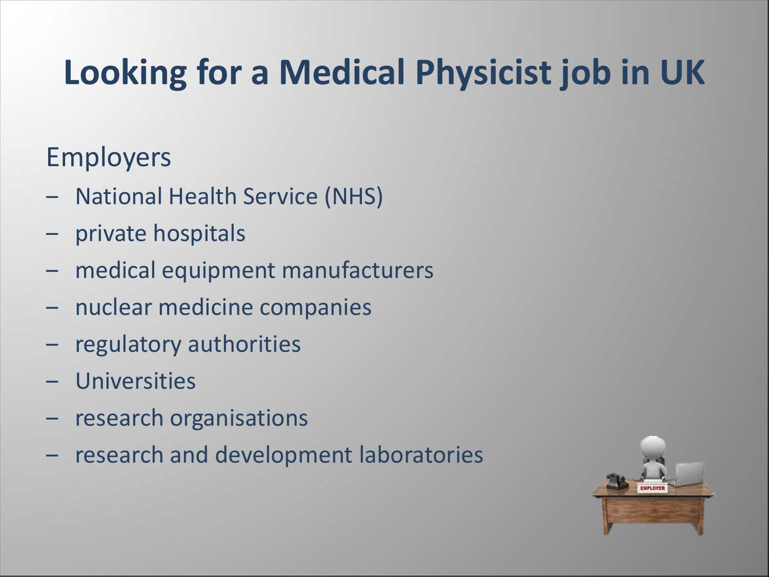# Looking for a Medical Physicist job in UK

Employers

- National Health Service (NHS)
- private hospitals
- medical equipment manufacturers
- nuclear medicine companies
- regulatory authorities
- Universities
- research organisations
- research and development laboratories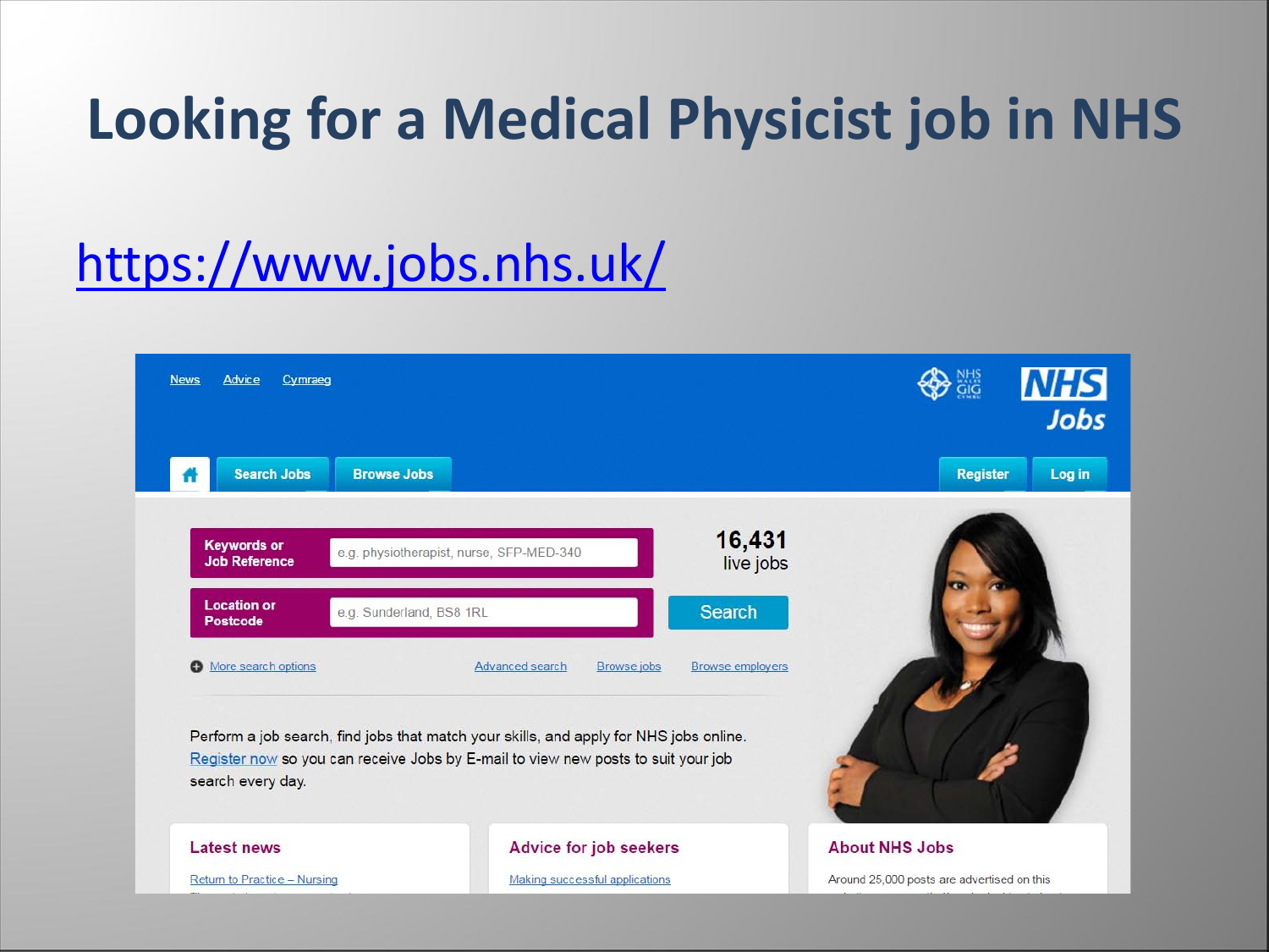# Looking for a Medical Physicist job in NHS

https://www.jobs.nhs.uk/

News Advice Cymraeg

NHS Jobs

Search Jobs | Browse Jobs | Register | Log in

Keywords or Job Reference: e.g. physiotherapist, nurse, SFP-MED-340

Location or Postcode: e.g. Sunderland, BS8 1RL

16,431 live jobs

Search

More search options | Advanced search | Browse jobs | Browse employers

Perform a job search, find jobs that match your skills, and apply for NHS jobs online. Register now so you can receive Jobs by E-mail to view new posts to suit your job search every day.

**Latest news**

Return to Practice – Nursing

**Advice for job seekers**

Making successful applications

**About NHS Jobs**

Around 25,000 posts are advertised on this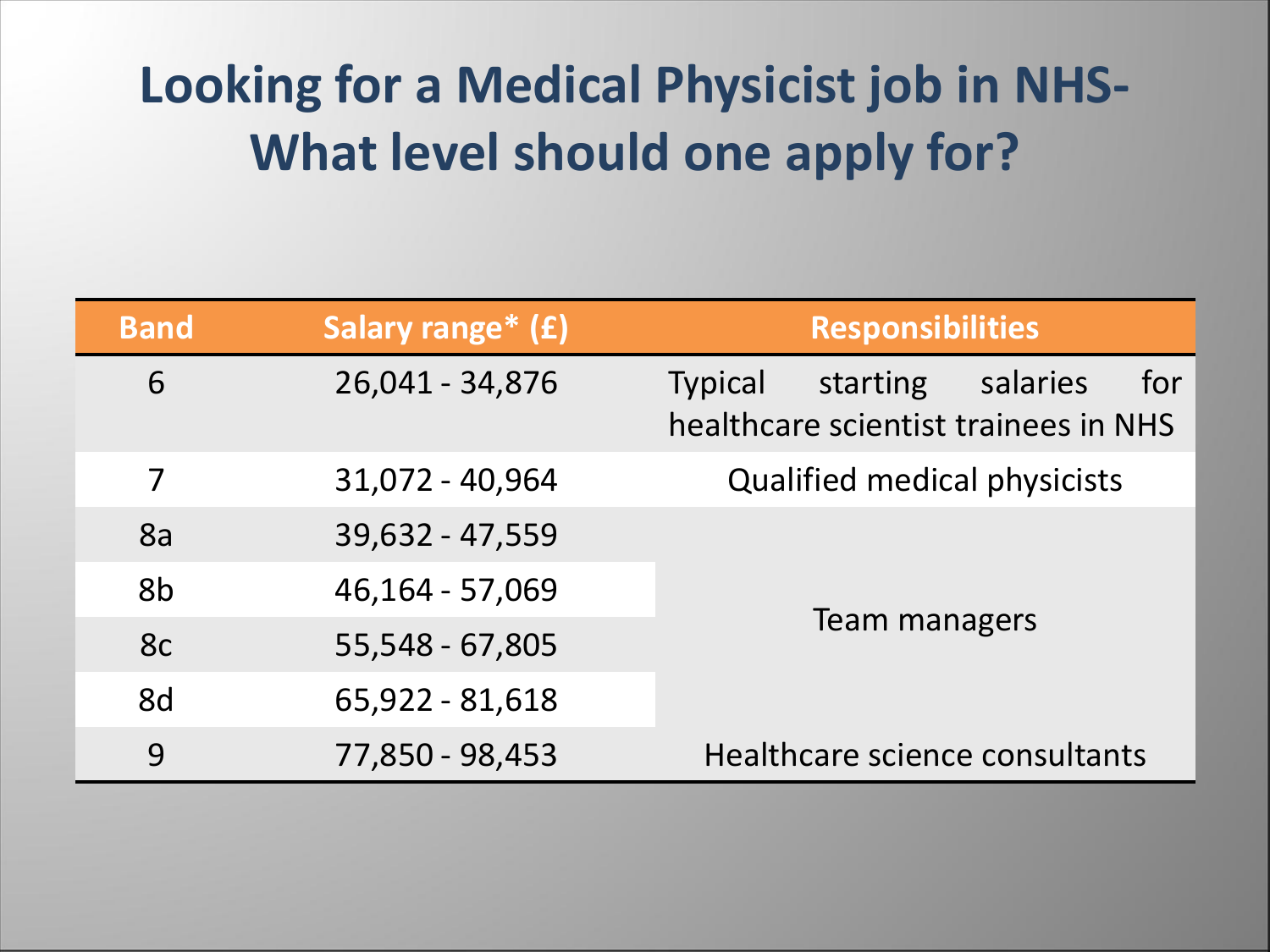# Looking for a Medical Physicist job in NHS- What level should one apply for?

| Band | Salary range* (£) | Responsibilities |
|---|---|---|
| 6 | 26,041 - 34,876 | Typical starting salaries for healthcare scientist trainees in NHS |
| 7 | 31,072 - 40,964 | Qualified medical physicists |
| 8a | 39,632 - 47,559 | Team managers |
| 8b | 46,164 - 57,069 | |
| 8c | 55,548 - 67,805 | |
| 8d | 65,922 - 81,618 | |
| 9 | 77,850 - 98,453 | Healthcare science consultants |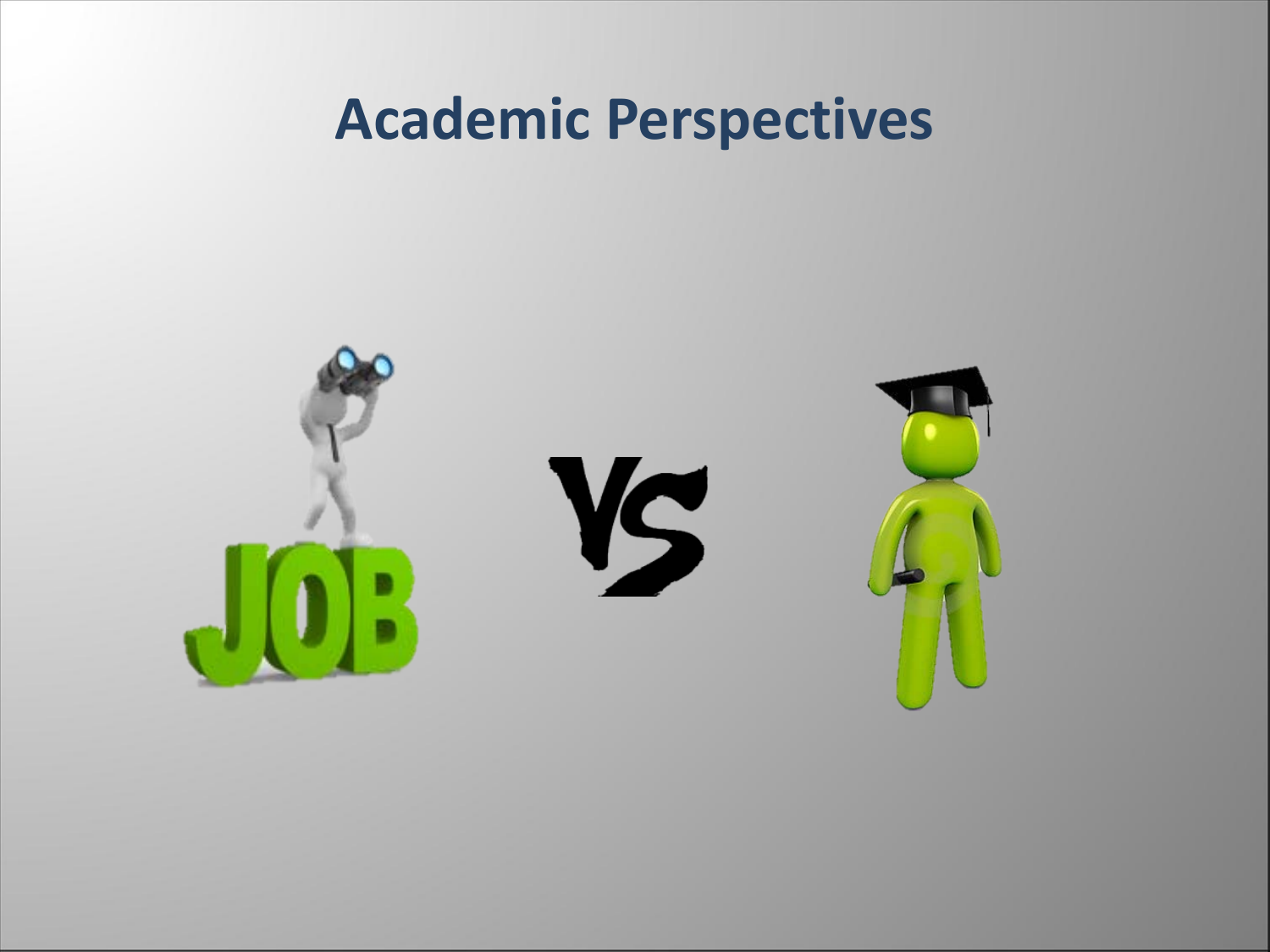# Academic Perspectives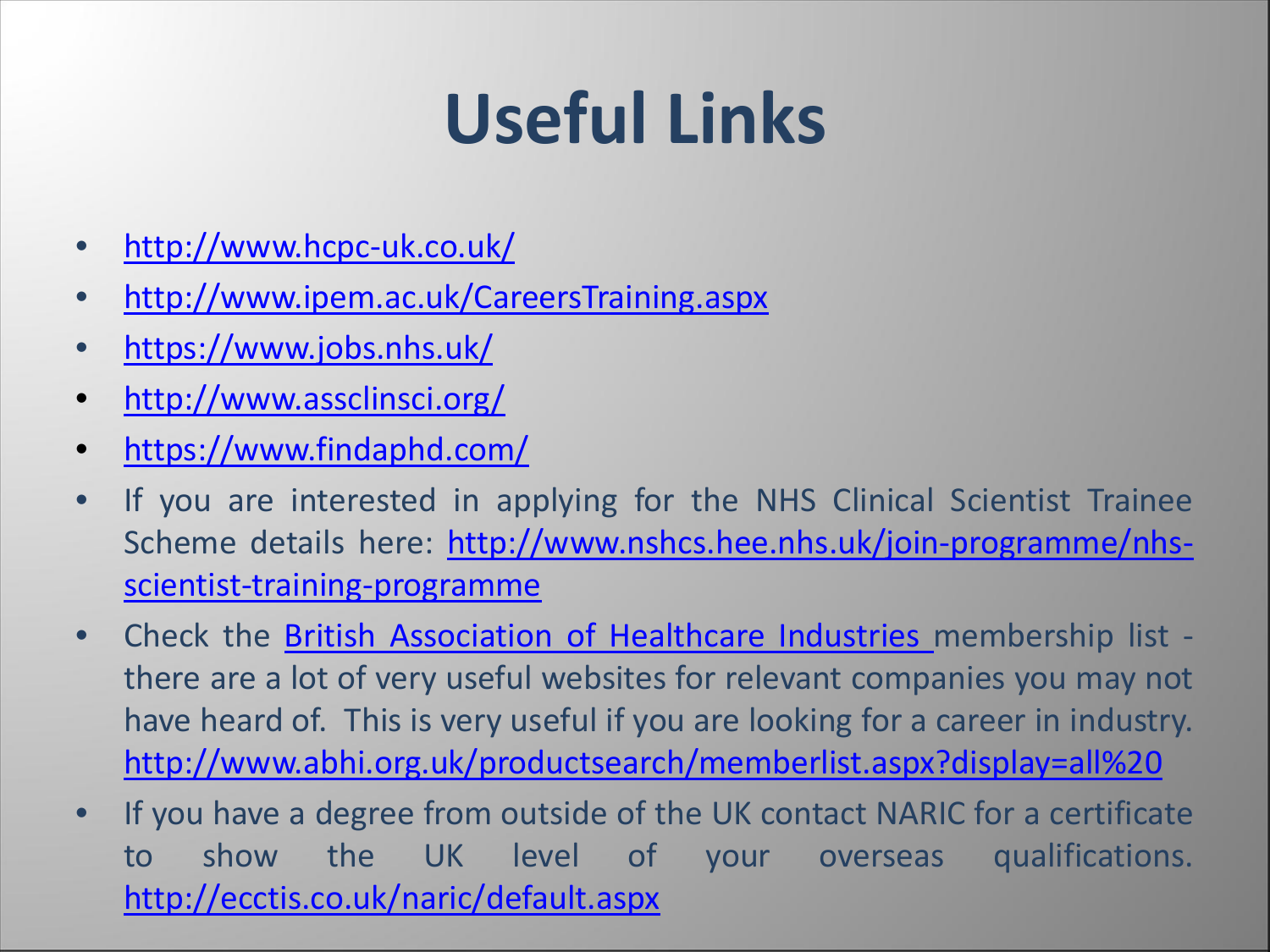# Useful Links

- http://www.hcpc-uk.co.uk/
- http://www.ipem.ac.uk/CareersTraining.aspx
- https://www.jobs.nhs.uk/
- http://www.assclinsci.org/
- https://www.findaphd.com/
- If you are interested in applying for the NHS Clinical Scientist Trainee Scheme details here: http://www.nshcs.hee.nhs.uk/join-programme/nhs-scientist-training-programme
- Check the British Association of Healthcare Industries membership list - there are a lot of very useful websites for relevant companies you may not have heard of. This is very useful if you are looking for a career in industry. http://www.abhi.org.uk/productsearch/memberlist.aspx?display=all%20
- If you have a degree from outside of the UK contact NARIC for a certificate to show the UK level of your overseas qualifications. http://ecctis.co.uk/naric/default.aspx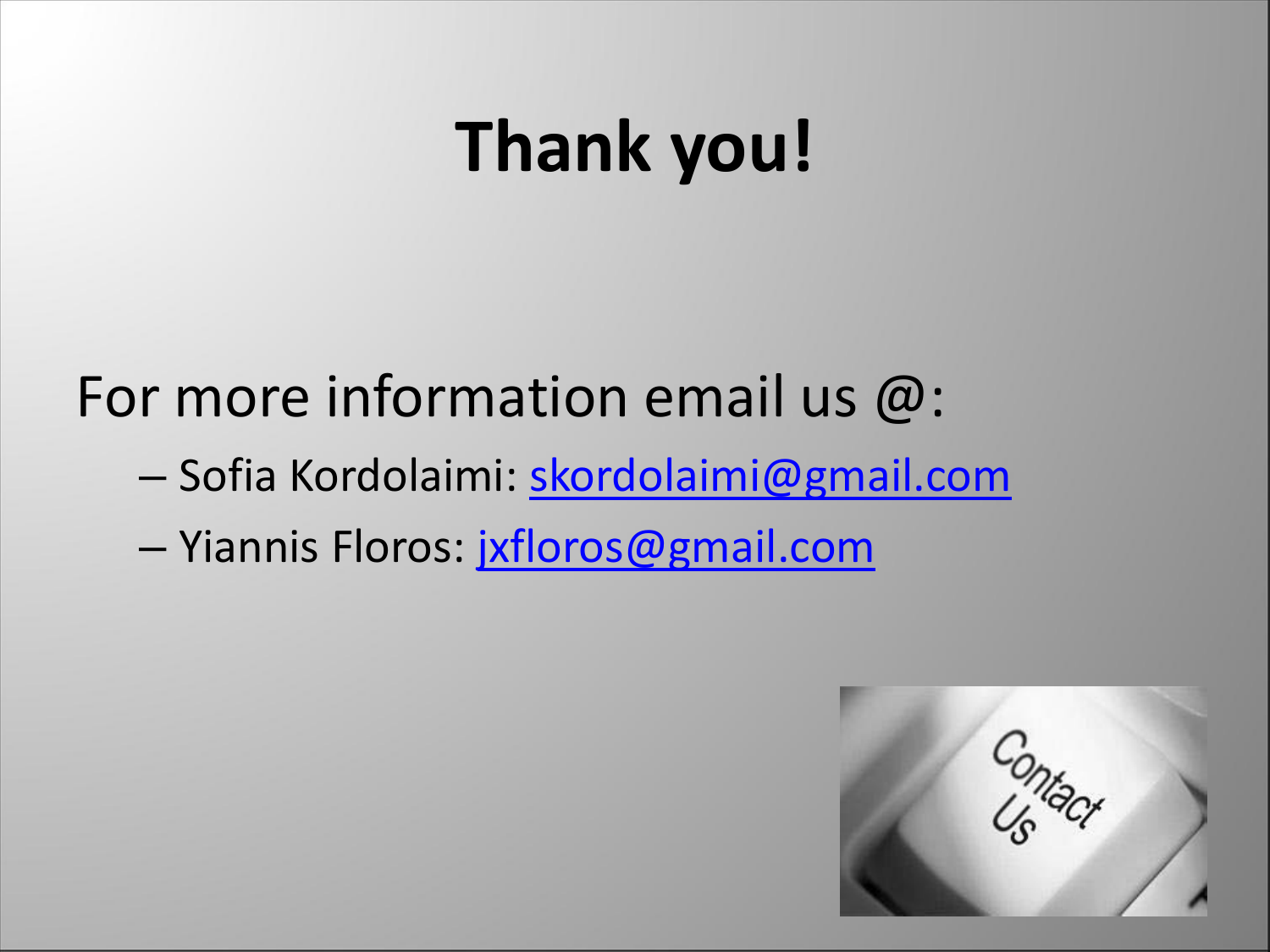# Thank you!

For more information email us @:

- Sofia Kordolaimi: skordolaimi@gmail.com
- Yiannis Floros: jxfloros@gmail.com